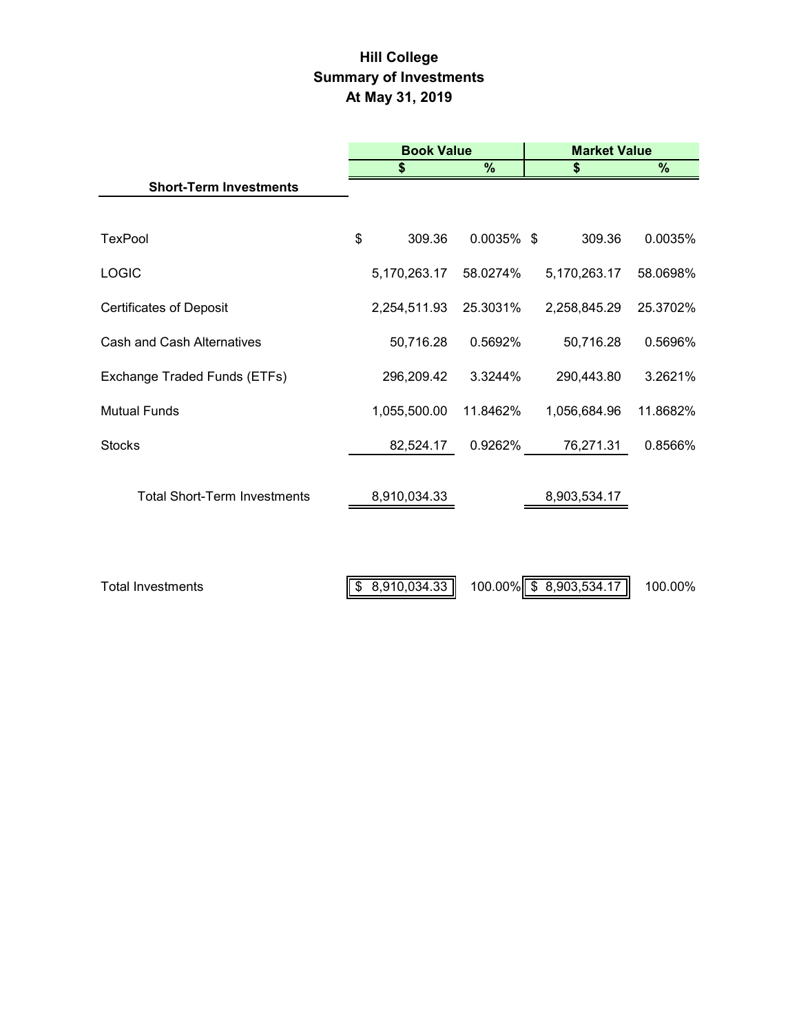# Hill College
## Summary of Investments
### At May 31, 2019

| | Book Value | | Market Value | |
|---|---|---|---|---|
| | $ | % | $ | % |
| **Short-Term Investments** | | | | |
| TexPool | $ 309.36 | 0.0035% | $ 309.36 | 0.0035% |
| LOGIC | 5,170,263.17 | 58.0274% | 5,170,263.17 | 58.0698% |
| Certificates of Deposit | 2,254,511.93 | 25.3031% | 2,258,845.29 | 25.3702% |
| Cash and Cash Alternatives | 50,716.28 | 0.5692% | 50,716.28 | 0.5696% |
| Exchange Traded Funds (ETFs) | 296,209.42 | 3.3244% | 290,443.80 | 3.2621% |
| Mutual Funds | 1,055,500.00 | 11.8462% | 1,056,684.96 | 11.8682% |
| Stocks | 82,524.17 | 0.9262% | 76,271.31 | 0.8566% |
| Total Short-Term Investments | 8,910,034.33 | | 8,903,534.17 | |
| Total Investments | $ 8,910,034.33 | 100.00% | $ 8,903,534.17 | 100.00% |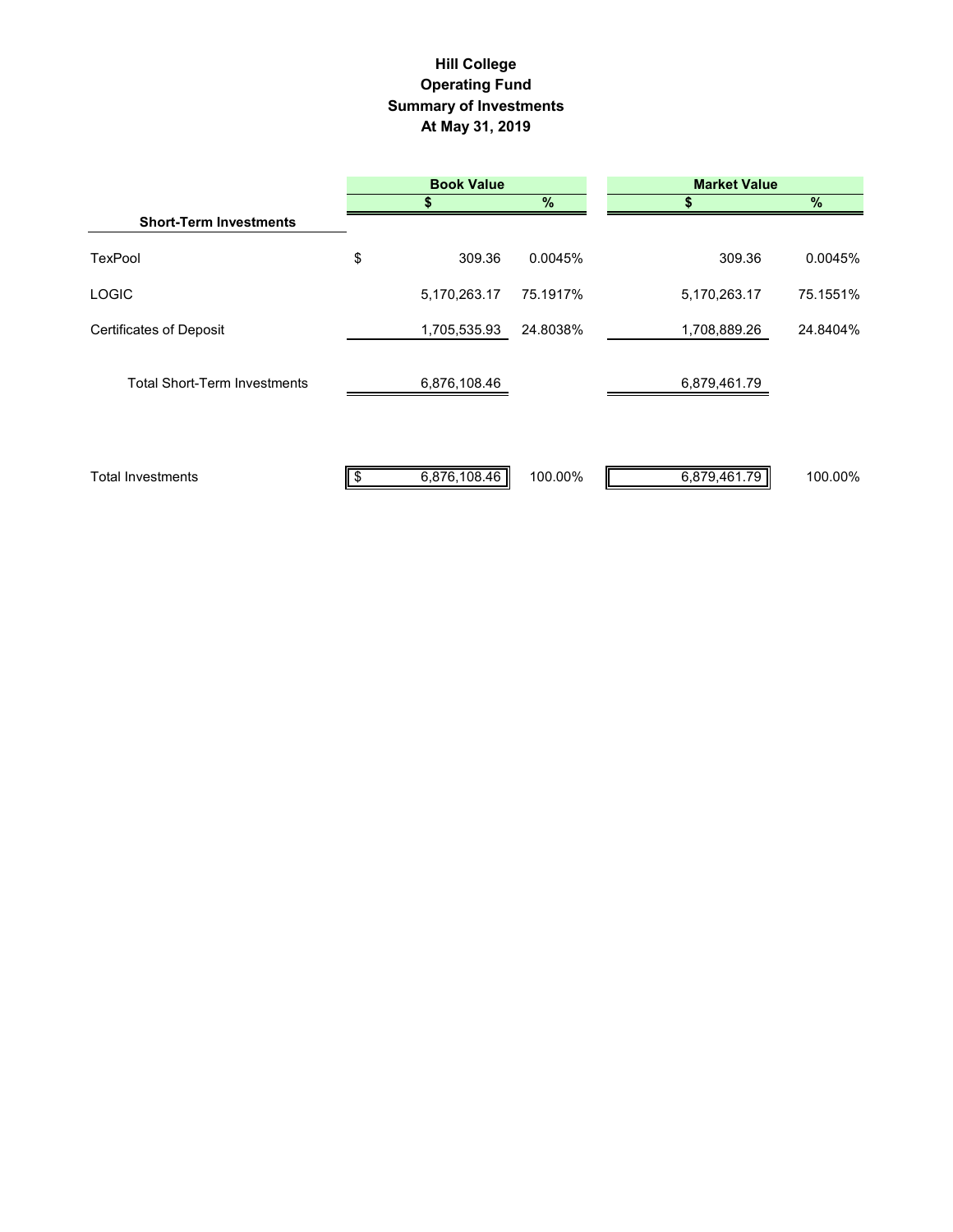# Hill College
## Operating Fund
## Summary of Investments
## At May 31, 2019

| | Book Value | | Market Value | |
|---|---|---|---|---|
| | $ | % | $ | % |
| **Short-Term Investments** | | | | |
| TexPool | $ 309.36 | 0.0045% | 309.36 | 0.0045% |
| LOGIC | 5,170,263.17 | 75.1917% | 5,170,263.17 | 75.1551% |
| Certificates of Deposit | 1,705,535.93 | 24.8038% | 1,708,889.26 | 24.8404% |
| Total Short-Term Investments | 6,876,108.46 | | 6,879,461.79 | |
| Total Investments | $ 6,876,108.46 | 100.00% | 6,879,461.79 | 100.00% |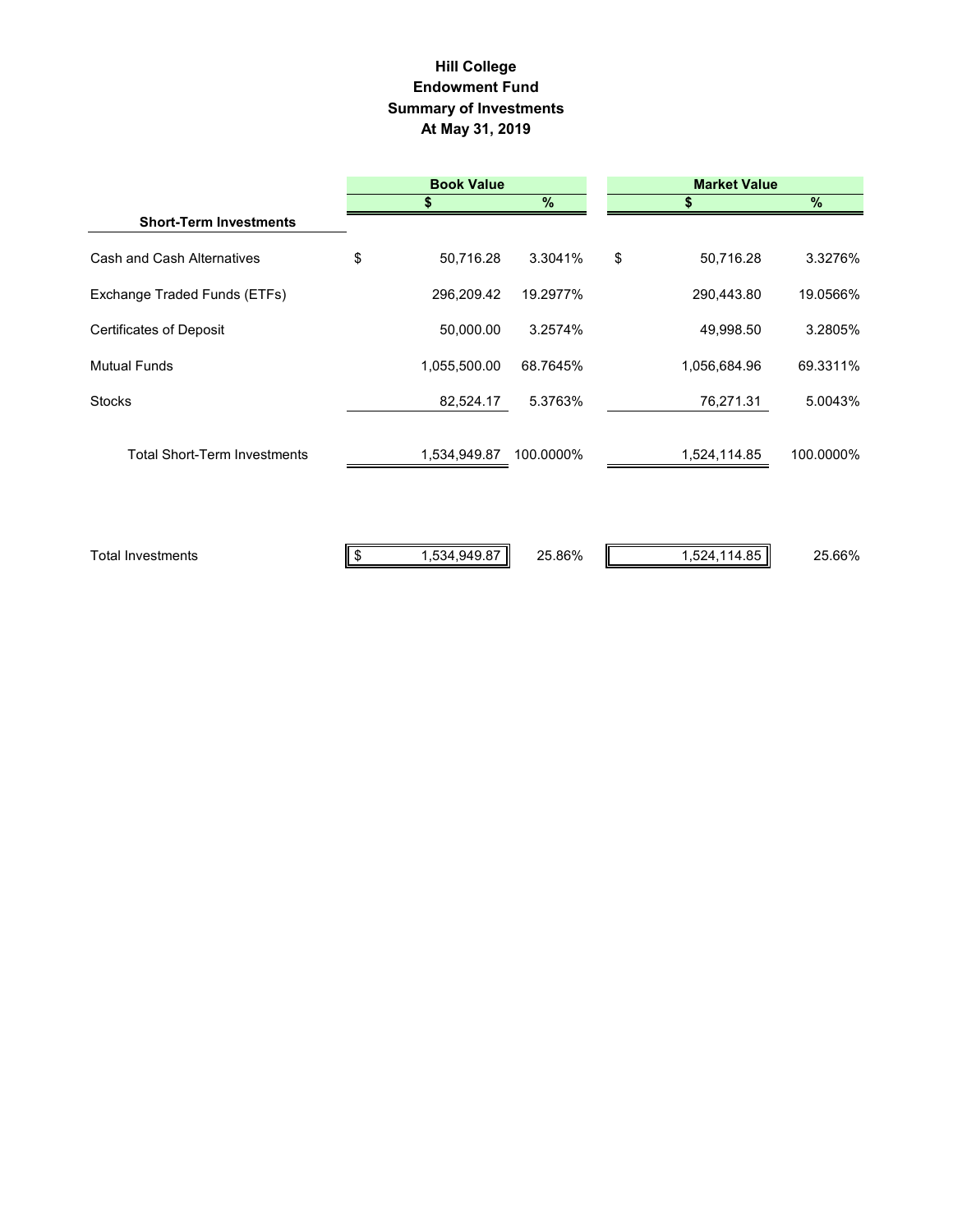# Hill College
## Endowment Fund
## Summary of Investments
## At May 31, 2019

| | Book Value | | Market Value | |
|---|---|---|---|---|
| | $ | % | $ | % |
| **Short-Term Investments** | | | | |
| Cash and Cash Alternatives | $ 50,716.28 | 3.3041% | $ 50,716.28 | 3.3276% |
| Exchange Traded Funds (ETFs) | 296,209.42 | 19.2977% | 290,443.80 | 19.0566% |
| Certificates of Deposit | 50,000.00 | 3.2574% | 49,998.50 | 3.2805% |
| Mutual Funds | 1,055,500.00 | 68.7645% | 1,056,684.96 | 69.3311% |
| Stocks | 82,524.17 | 5.3763% | 76,271.31 | 5.0043% |
| Total Short-Term Investments | 1,534,949.87 | 100.0000% | 1,524,114.85 | 100.0000% |
| | | | | |
| Total Investments | $ 1,534,949.87 | 25.86% | 1,524,114.85 | 25.66% |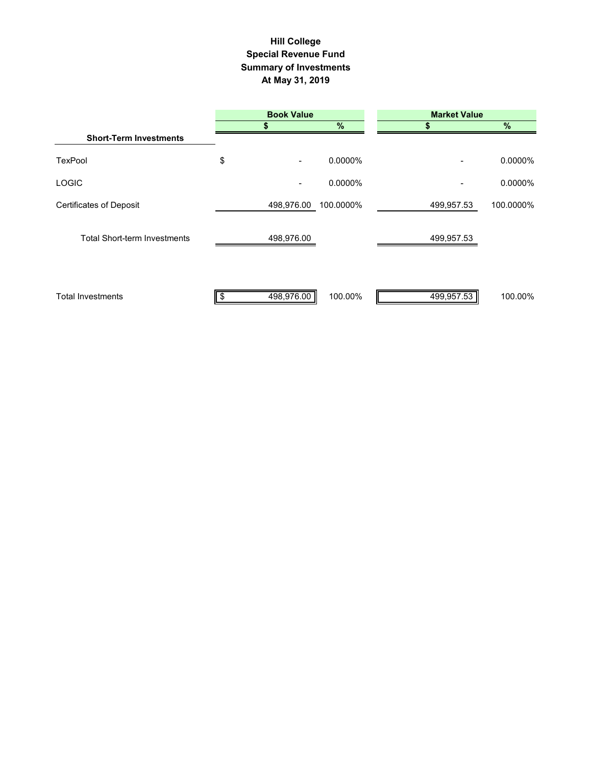# Hill College
## Special Revenue Fund
## Summary of Investments
## At May 31, 2019

| | Book Value | | Market Value | |
|---|---|---|---|---|
| | $ | % | $ | % |
| **Short-Term Investments** | | | | |
| TexPool | $ - | 0.0000% | - | 0.0000% |
| LOGIC | - | 0.0000% | - | 0.0000% |
| Certificates of Deposit | 498,976.00 | 100.0000% | 499,957.53 | 100.0000% |
| Total Short-term Investments | 498,976.00 | | 499,957.53 | |
| Total Investments | $ 498,976.00 | 100.00% | 499,957.53 | 100.00% |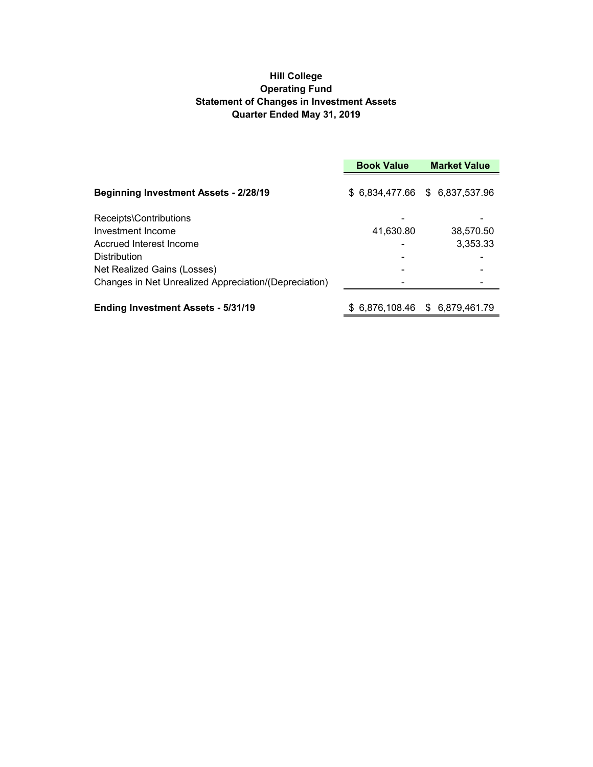# Hill College
## Operating Fund
## Statement of Changes in Investment Assets
## Quarter Ended May 31, 2019

| | Book Value | Market Value |
|---|---|---|
| **Beginning Investment Assets - 2/28/19** | $ 6,834,477.66 | $ 6,837,537.96 |
| Receipts\Contributions | - | - |
| Investment Income | 41,630.80 | 38,570.50 |
| Accrued Interest Income | - | 3,353.33 |
| Distribution | - | - |
| Net Realized Gains (Losses) | - | - |
| Changes in Net Unrealized Appreciation/(Depreciation) | - | - |
| **Ending Investment Assets - 5/31/19** | $ 6,876,108.46 | $ 6,879,461.79 |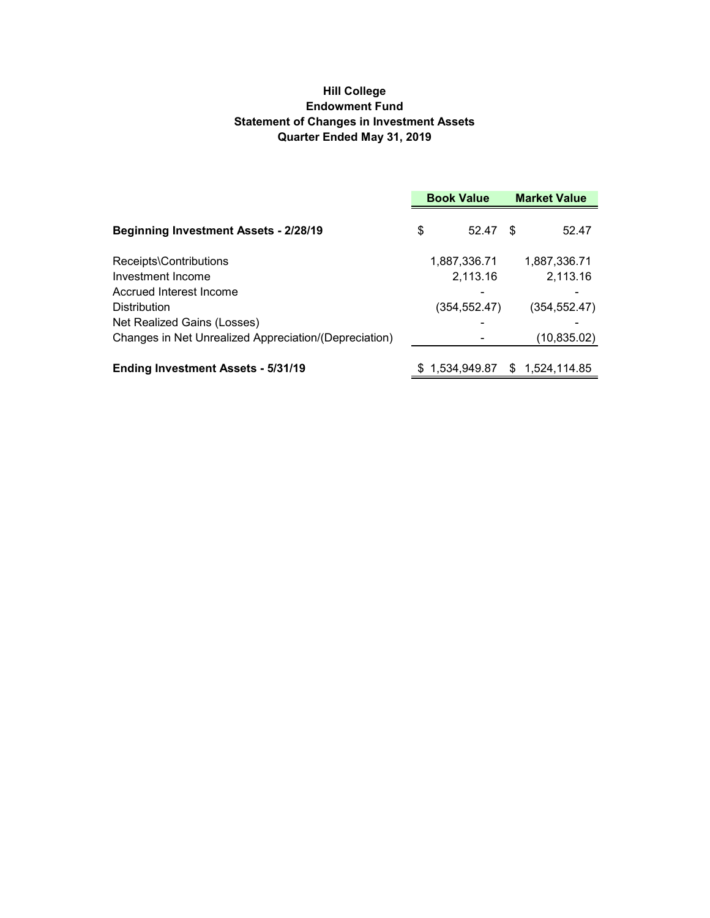# Hill College
## Endowment Fund
## Statement of Changes in Investment Assets
## Quarter Ended May 31, 2019

| | Book Value | Market Value |
|---|---|---|
| **Beginning Investment Assets - 2/28/19** | $ 52.47 | $ 52.47 |
| Receipts\Contributions | 1,887,336.71 | 1,887,336.71 |
| Investment Income | 2,113.16 | 2,113.16 |
| Accrued Interest Income | - | - |
| Distribution | (354,552.47) | (354,552.47) |
| Net Realized Gains (Losses) | - | - |
| Changes in Net Unrealized Appreciation/(Depreciation) | - | (10,835.02) |
| **Ending Investment Assets - 5/31/19** | $ 1,534,949.87 | $ 1,524,114.85 |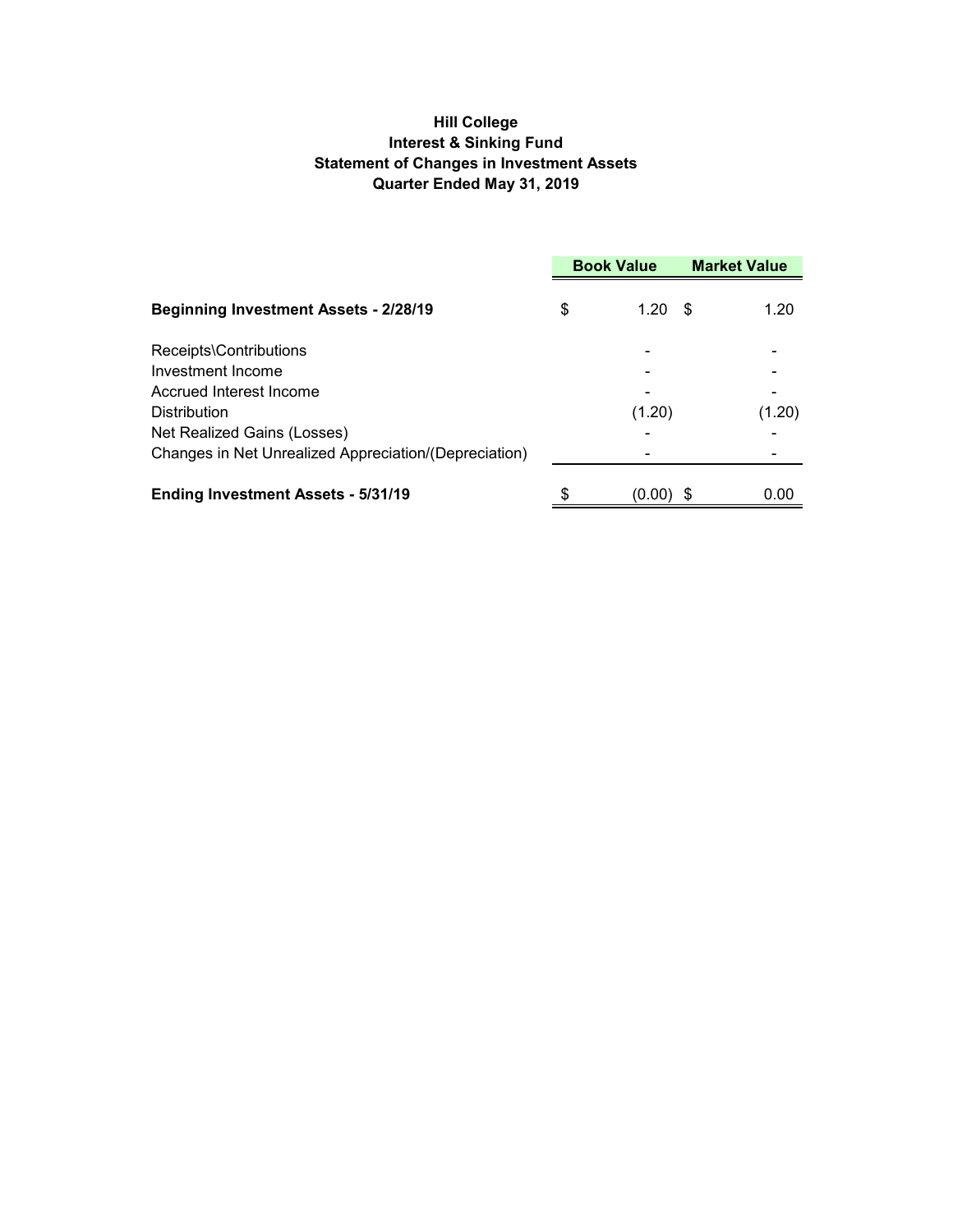**Hill College**
**Interest & Sinking Fund**
**Statement of Changes in Investment Assets**
**Quarter Ended May 31, 2019**

| | Book Value | Market Value |
|---|---|---|
| **Beginning Investment Assets - 2/28/19** | $ 1.20 | $ 1.20 |
| Receipts\Contributions | - | - |
| Investment Income | - | - |
| Accrued Interest Income | - | - |
| Distribution | (1.20) | (1.20) |
| Net Realized Gains (Losses) | - | - |
| Changes in Net Unrealized Appreciation/(Depreciation) | - | - |
| **Ending Investment Assets - 5/31/19** | $ (0.00) | $ 0.00 |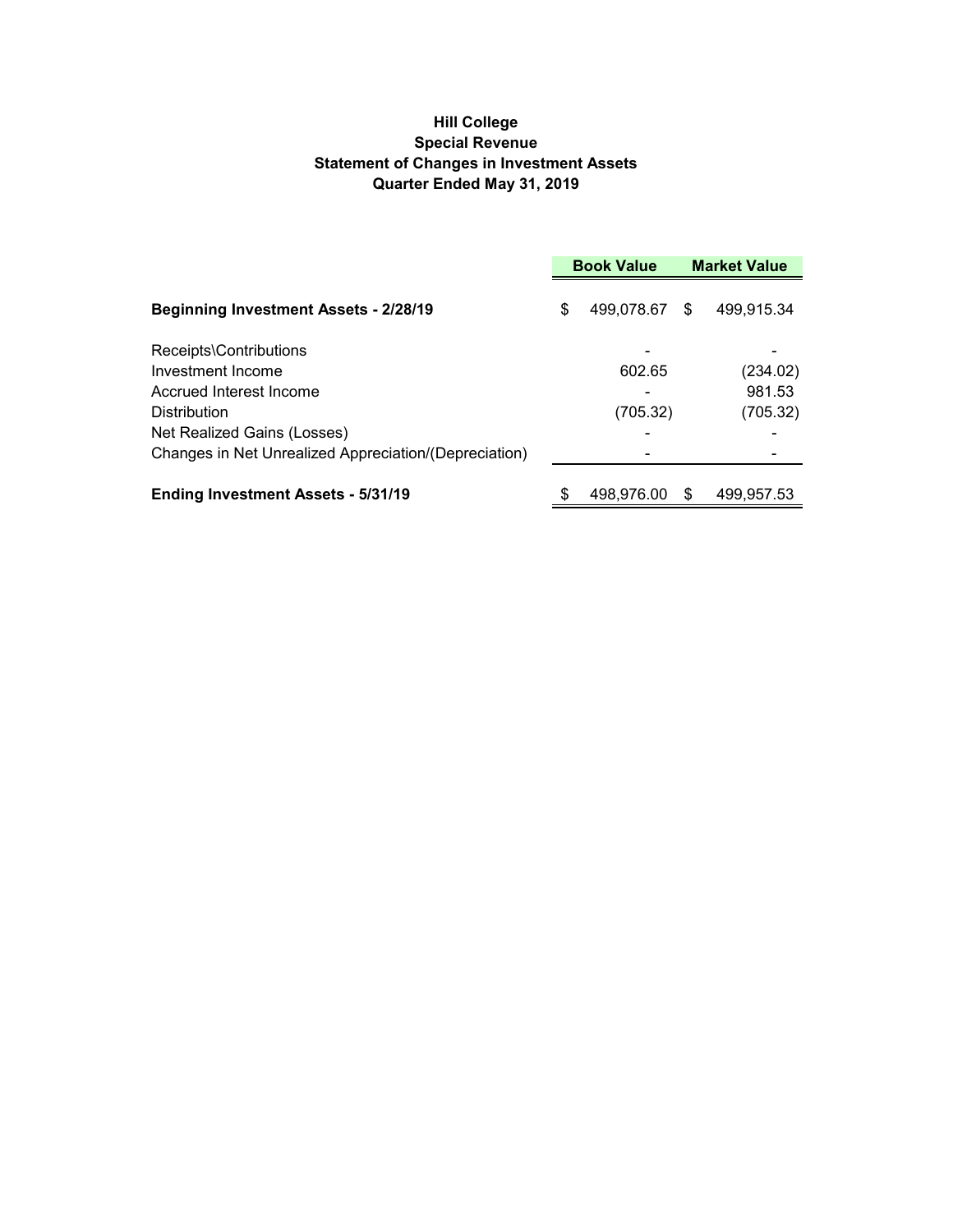# Hill College
## Special Revenue
## Statement of Changes in Investment Assets
## Quarter Ended May 31, 2019

| | Book Value | Market Value |
|---|---|---|
| **Beginning Investment Assets - 2/28/19** | $ 499,078.67 | $ 499,915.34 |
| Receipts\Contributions | - | - |
| Investment Income | 602.65 | (234.02) |
| Accrued Interest Income | - | 981.53 |
| Distribution | (705.32) | (705.32) |
| Net Realized Gains (Losses) | - | - |
| Changes in Net Unrealized Appreciation/(Depreciation) | - | - |
| **Ending Investment Assets - 5/31/19** | $ 498,976.00 | $ 499,957.53 |